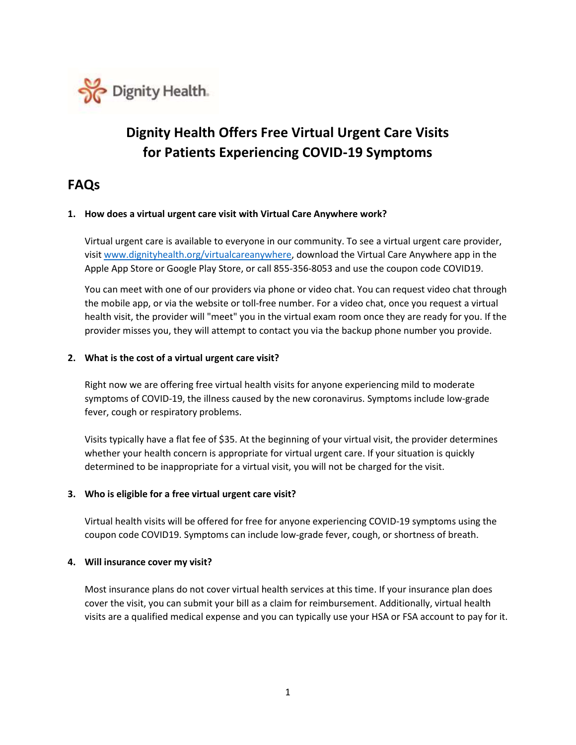Dignity Health

# Dignity Health Offers Free Virtual Urgent Care Visits for Patients Experiencing COVID-19 Symptoms

## FAQs

**1. How does a virtual urgent care visit with Virtual Care Anywhere work?**

Virtual urgent care is available to everyone in our community. To see a virtual urgent care provider, visit [www.dignityhealth.org/virtualcareanywhere](http://www.dignityhealth.org/virtualcareanywhere), download the Virtual Care Anywhere app in the Apple App Store or Google Play Store, or call 855-356-8053 and use the coupon code COVID19.

You can meet with one of our providers via phone or video chat. You can request video chat through the mobile app, or via the website or toll-free number. For a video chat, once you request a virtual health visit, the provider will "meet" you in the virtual exam room once they are ready for you. If the provider misses you, they will attempt to contact you via the backup phone number you provide.

**2. What is the cost of a virtual urgent care visit?**

Right now we are offering free virtual health visits for anyone experiencing mild to moderate symptoms of COVID-19, the illness caused by the new coronavirus. Symptoms include low-grade fever, cough or respiratory problems.

Visits typically have a flat fee of $35. At the beginning of your virtual visit, the provider determines whether your health concern is appropriate for virtual urgent care. If your situation is quickly determined to be inappropriate for a virtual visit, you will not be charged for the visit.

**3. Who is eligible for a free virtual urgent care visit?**

Virtual health visits will be offered for free for anyone experiencing COVID-19 symptoms using the coupon code COVID19. Symptoms can include low-grade fever, cough, or shortness of breath.

**4. Will insurance cover my visit?**

Most insurance plans do not cover virtual health services at this time. If your insurance plan does cover the visit, you can submit your bill as a claim for reimbursement. Additionally, virtual health visits are a qualified medical expense and you can typically use your HSA or FSA account to pay for it.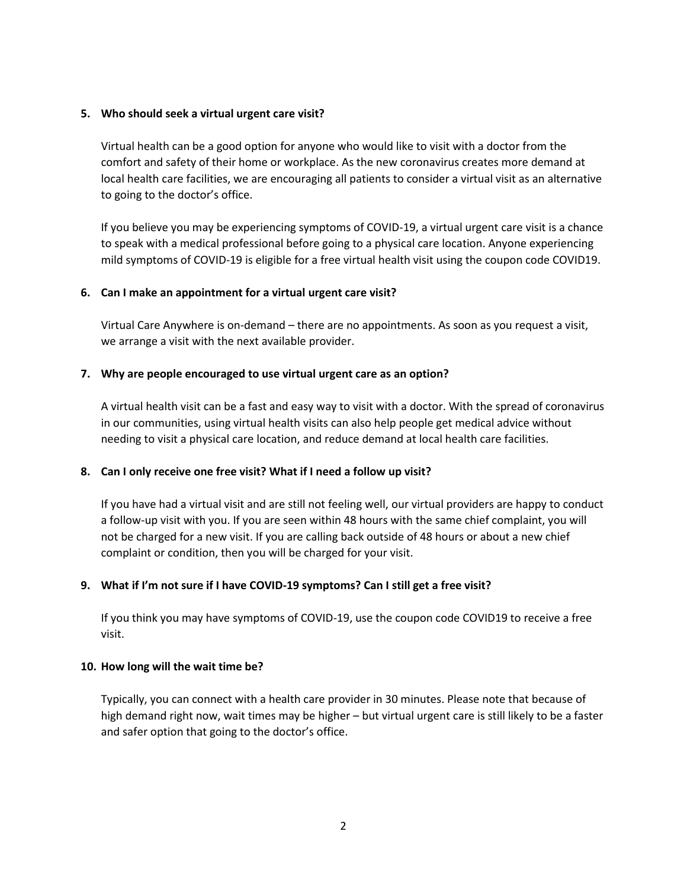5. **Who should seek a virtual urgent care visit?**

   Virtual health can be a good option for anyone who would like to visit with a doctor from the comfort and safety of their home or workplace. As the new coronavirus creates more demand at local health care facilities, we are encouraging all patients to consider a virtual visit as an alternative to going to the doctor's office.

   If you believe you may be experiencing symptoms of COVID-19, a virtual urgent care visit is a chance to speak with a medical professional before going to a physical care location. Anyone experiencing mild symptoms of COVID-19 is eligible for a free virtual health visit using the coupon code COVID19.

6. **Can I make an appointment for a virtual urgent care visit?**

   Virtual Care Anywhere is on-demand – there are no appointments. As soon as you request a visit, we arrange a visit with the next available provider.

7. **Why are people encouraged to use virtual urgent care as an option?**

   A virtual health visit can be a fast and easy way to visit with a doctor. With the spread of coronavirus in our communities, using virtual health visits can also help people get medical advice without needing to visit a physical care location, and reduce demand at local health care facilities.

8. **Can I only receive one free visit? What if I need a follow up visit?**

   If you have had a virtual visit and are still not feeling well, our virtual providers are happy to conduct a follow-up visit with you. If you are seen within 48 hours with the same chief complaint, you will not be charged for a new visit. If you are calling back outside of 48 hours or about a new chief complaint or condition, then you will be charged for your visit.

9. **What if I'm not sure if I have COVID-19 symptoms? Can I still get a free visit?**

   If you think you may have symptoms of COVID-19, use the coupon code COVID19 to receive a free visit.

10. **How long will the wait time be?**

    Typically, you can connect with a health care provider in 30 minutes. Please note that because of high demand right now, wait times may be higher – but virtual urgent care is still likely to be a faster and safer option that going to the doctor's office.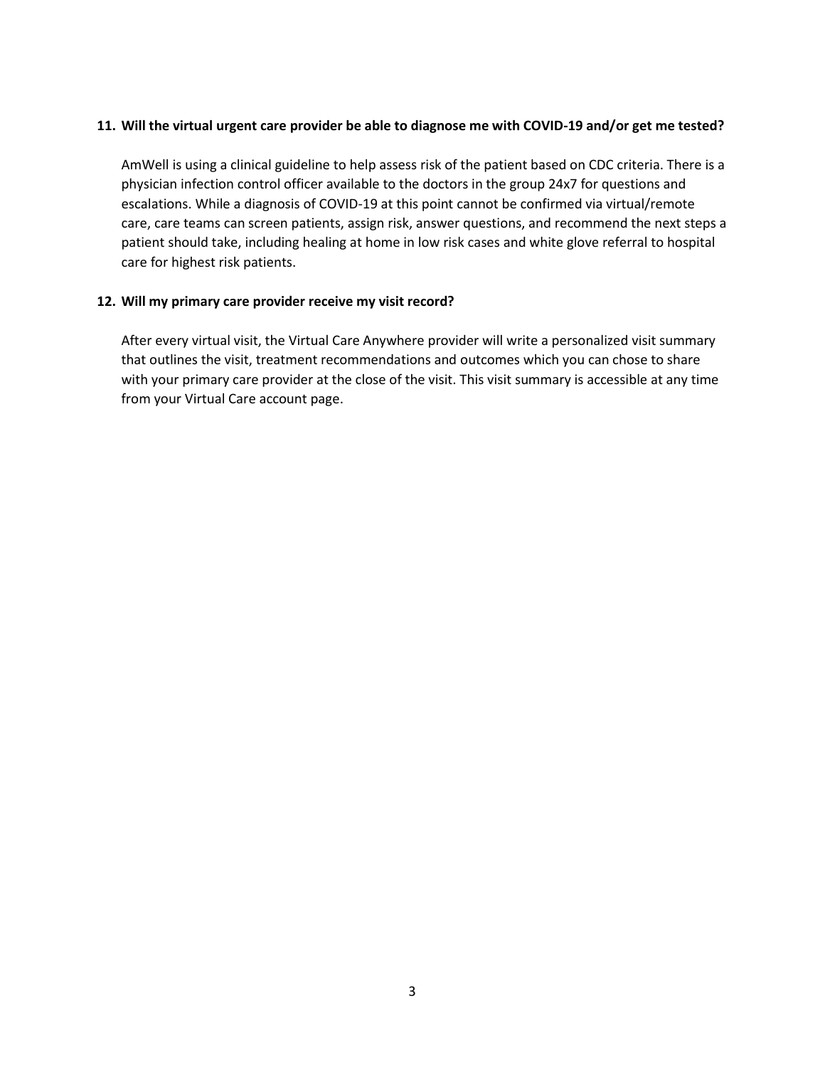**11. Will the virtual urgent care provider be able to diagnose me with COVID-19 and/or get me tested?**

AmWell is using a clinical guideline to help assess risk of the patient based on CDC criteria. There is a physician infection control officer available to the doctors in the group 24x7 for questions and escalations. While a diagnosis of COVID-19 at this point cannot be confirmed via virtual/remote care, care teams can screen patients, assign risk, answer questions, and recommend the next steps a patient should take, including healing at home in low risk cases and white glove referral to hospital care for highest risk patients.

**12. Will my primary care provider receive my visit record?**

After every virtual visit, the Virtual Care Anywhere provider will write a personalized visit summary that outlines the visit, treatment recommendations and outcomes which you can chose to share with your primary care provider at the close of the visit. This visit summary is accessible at any time from your Virtual Care account page.